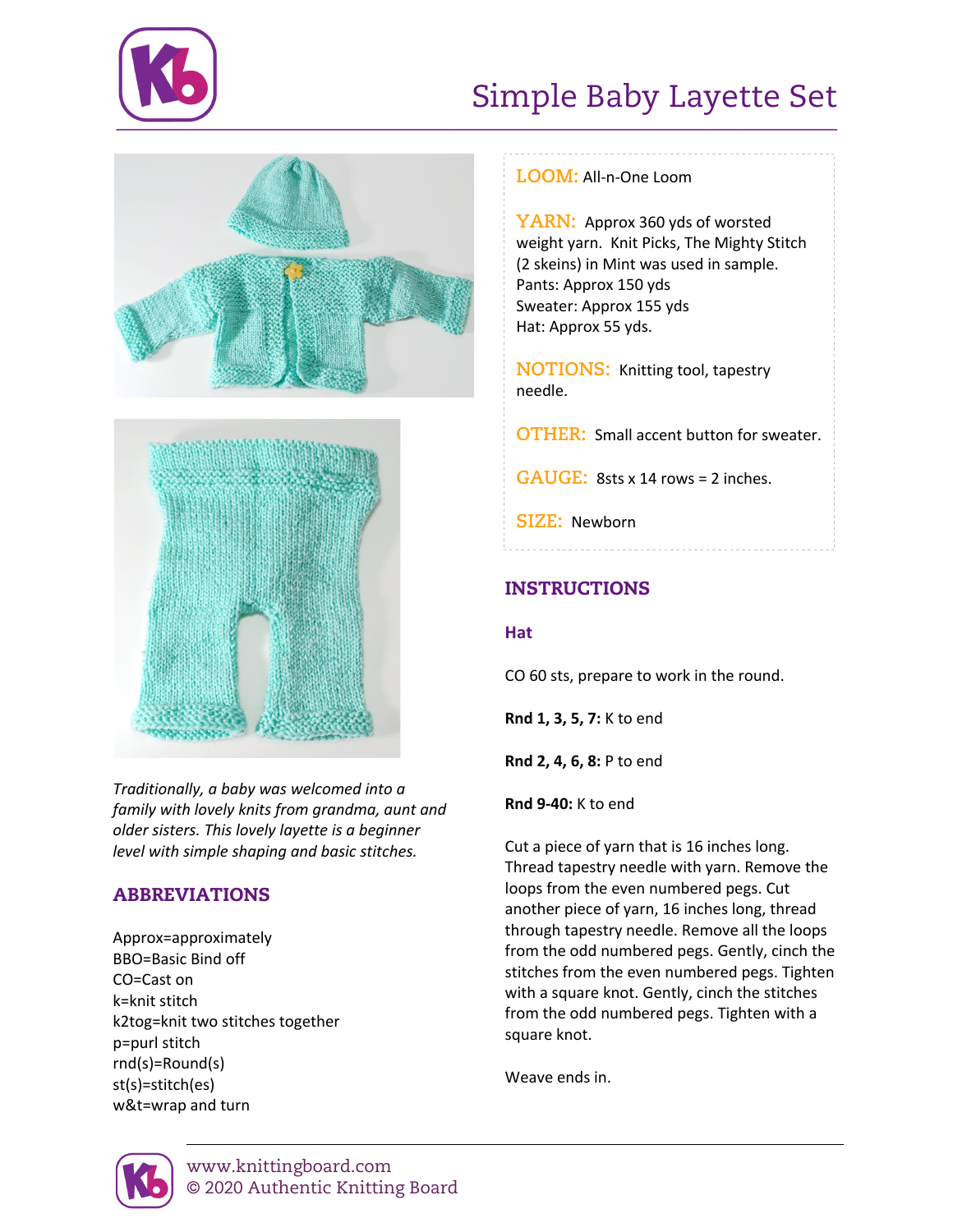# Simple Baby Layette Set

*Traditionally, a baby was welcomed into a family with lovely knits from grandma, aunt and older sisters. This lovely layette is a beginner level with simple shaping and basic stitches.*

## ABBREVIATIONS

Approx=approximately
BBO=Basic Bind off
CO=Cast on
k=knit stitch
k2tog=knit two stitches together
p=purl stitch
rnd(s)=Round(s)
st(s)=stitch(es)
w&t=wrap and turn

**LOOM:** All-n-One Loom

**YARN:** Approx 360 yds of worsted weight yarn. Knit Picks, The Mighty Stitch (2 skeins) in Mint was used in sample.
Pants: Approx 150 yds
Sweater: Approx 155 yds
Hat: Approx 55 yds.

**NOTIONS:** Knitting tool, tapestry needle.

**OTHER:** Small accent button for sweater.

**GAUGE:** 8sts x 14 rows = 2 inches.

**SIZE:** Newborn

## INSTRUCTIONS

### Hat

CO 60 sts, prepare to work in the round.

**Rnd 1, 3, 5, 7:** K to end

**Rnd 2, 4, 6, 8:** P to end

**Rnd 9-40:** K to end

Cut a piece of yarn that is 16 inches long. Thread tapestry needle with yarn. Remove the loops from the even numbered pegs. Cut another piece of yarn, 16 inches long, thread through tapestry needle. Remove all the loops from the odd numbered pegs. Gently, cinch the stitches from the even numbered pegs. Tighten with a square knot. Gently, cinch the stitches from the odd numbered pegs. Tighten with a square knot.

Weave ends in.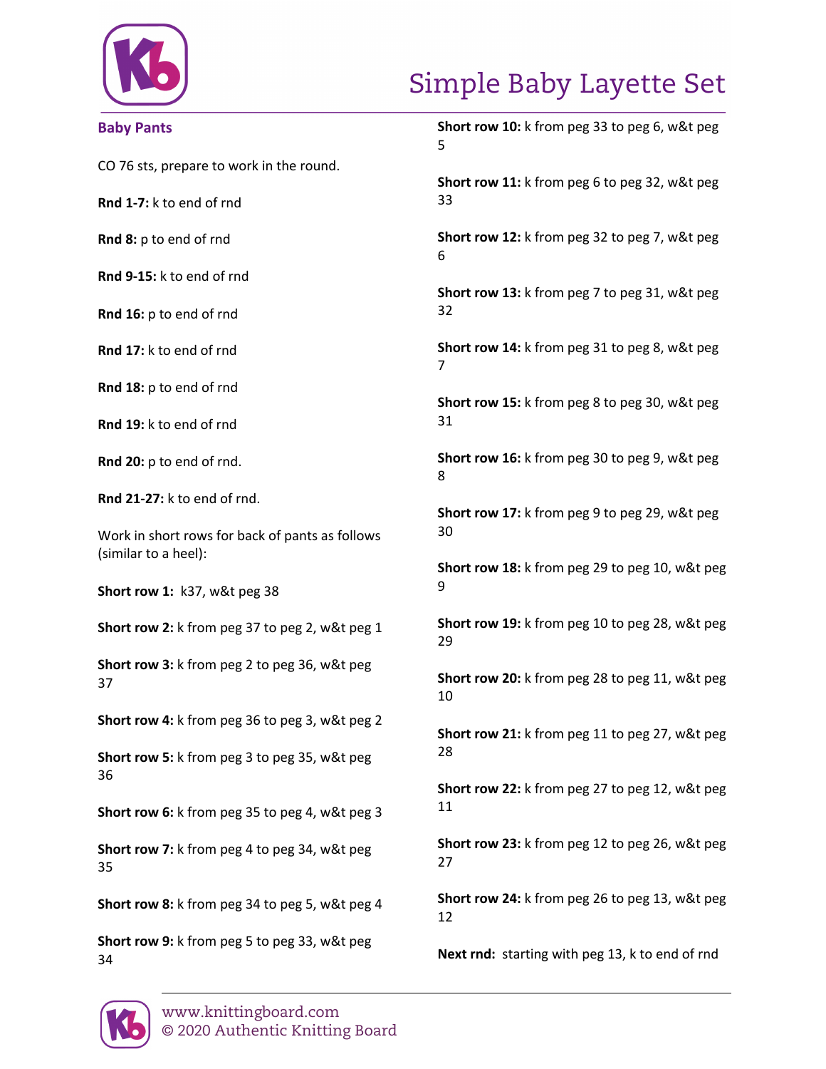## Baby Pants

CO 76 sts, prepare to work in the round.

**Rnd 1-7:** k to end of rnd

**Rnd 8:** p to end of rnd

**Rnd 9-15:** k to end of rnd

**Rnd 16:** p to end of rnd

**Rnd 17:** k to end of rnd

**Rnd 18:** p to end of rnd

**Rnd 19:** k to end of rnd

**Rnd 20:** p to end of rnd.

**Rnd 21-27:** k to end of rnd.

Work in short rows for back of pants as follows (similar to a heel):

**Short row 1:** k37, w&t peg 38

**Short row 2:** k from peg 37 to peg 2, w&t peg 1

**Short row 3:** k from peg 2 to peg 36, w&t peg 37

**Short row 4:** k from peg 36 to peg 3, w&t peg 2

**Short row 5:** k from peg 3 to peg 35, w&t peg 36

**Short row 6:** k from peg 35 to peg 4, w&t peg 3

**Short row 7:** k from peg 4 to peg 34, w&t peg 35

**Short row 8:** k from peg 34 to peg 5, w&t peg 4

**Short row 9:** k from peg 5 to peg 33, w&t peg 34

**Short row 10:** k from peg 33 to peg 6, w&t peg 5

**Short row 11:** k from peg 6 to peg 32, w&t peg 33

**Short row 12:** k from peg 32 to peg 7, w&t peg 6

**Short row 13:** k from peg 7 to peg 31, w&t peg 32

**Short row 14:** k from peg 31 to peg 8, w&t peg 7

**Short row 15:** k from peg 8 to peg 30, w&t peg 31

**Short row 16:** k from peg 30 to peg 9, w&t peg 8

**Short row 17:** k from peg 9 to peg 29, w&t peg 30

**Short row 18:** k from peg 29 to peg 10, w&t peg 9

**Short row 19:** k from peg 10 to peg 28, w&t peg 29

**Short row 20:** k from peg 28 to peg 11, w&t peg 10

**Short row 21:** k from peg 11 to peg 27, w&t peg 28

**Short row 22:** k from peg 27 to peg 12, w&t peg 11

**Short row 23:** k from peg 12 to peg 26, w&t peg 27

**Short row 24:** k from peg 26 to peg 13, w&t peg 12

**Next rnd:** starting with peg 13, k to end of rnd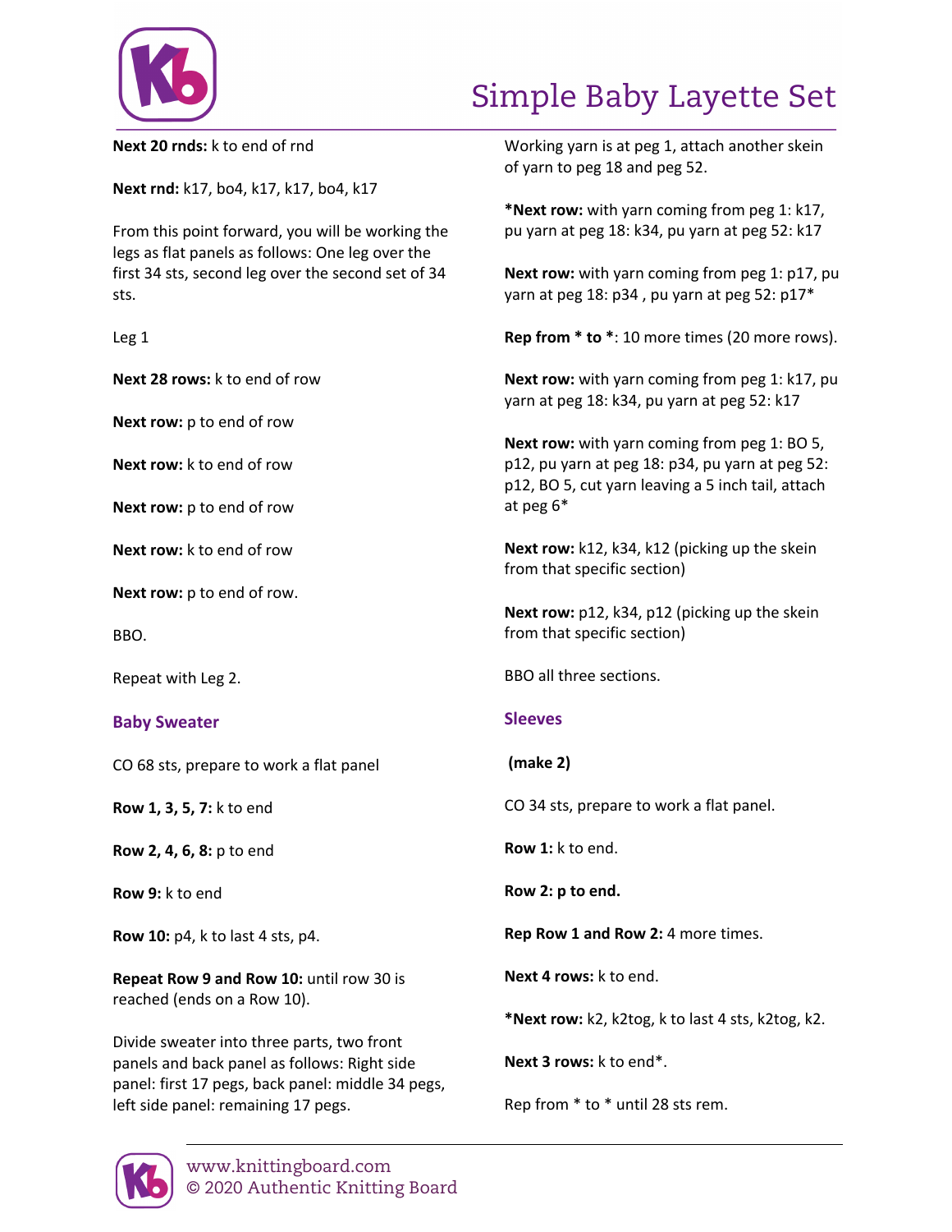**Next 20 rnds:** k to end of rnd

**Next rnd:** k17, bo4, k17, k17, bo4, k17

From this point forward, you will be working the legs as flat panels as follows: One leg over the first 34 sts, second leg over the second set of 34 sts.

Leg 1

**Next 28 rows:** k to end of row

**Next row:** p to end of row

**Next row:** k to end of row

**Next row:** p to end of row

**Next row:** k to end of row

**Next row:** p to end of row.

BBO.

Repeat with Leg 2.

## Baby Sweater

CO 68 sts, prepare to work a flat panel

**Row 1, 3, 5, 7:** k to end

**Row 2, 4, 6, 8:** p to end

**Row 9:** k to end

**Row 10:** p4, k to last 4 sts, p4.

**Repeat Row 9 and Row 10:** until row 30 is reached (ends on a Row 10).

Divide sweater into three parts, two front panels and back panel as follows: Right side panel: first 17 pegs, back panel: middle 34 pegs, left side panel: remaining 17 pegs.

Working yarn is at peg 1, attach another skein of yarn to peg 18 and peg 52.

***Next row:** with yarn coming from peg 1: k17, pu yarn at peg 18: k34, pu yarn at peg 52: k17

**Next row:** with yarn coming from peg 1: p17, pu yarn at peg 18: p34 , pu yarn at peg 52: p17*

**Rep from * to ***: 10 more times (20 more rows).

**Next row:** with yarn coming from peg 1: k17, pu yarn at peg 18: k34, pu yarn at peg 52: k17

**Next row:** with yarn coming from peg 1: BO 5, p12, pu yarn at peg 18: p34, pu yarn at peg 52: p12, BO 5, cut yarn leaving a 5 inch tail, attach at peg 6*

**Next row:** k12, k34, k12 (picking up the skein from that specific section)

**Next row:** p12, k34, p12 (picking up the skein from that specific section)

BBO all three sections.

## Sleeves

**(make 2)**

CO 34 sts, prepare to work a flat panel.

**Row 1:** k to end.

**Row 2: p to end.**

**Rep Row 1 and Row 2:** 4 more times.

**Next 4 rows:** k to end.

***Next row:** k2, k2tog, k to last 4 sts, k2tog, k2.

**Next 3 rows:** k to end*.

Rep from * to * until 28 sts rem.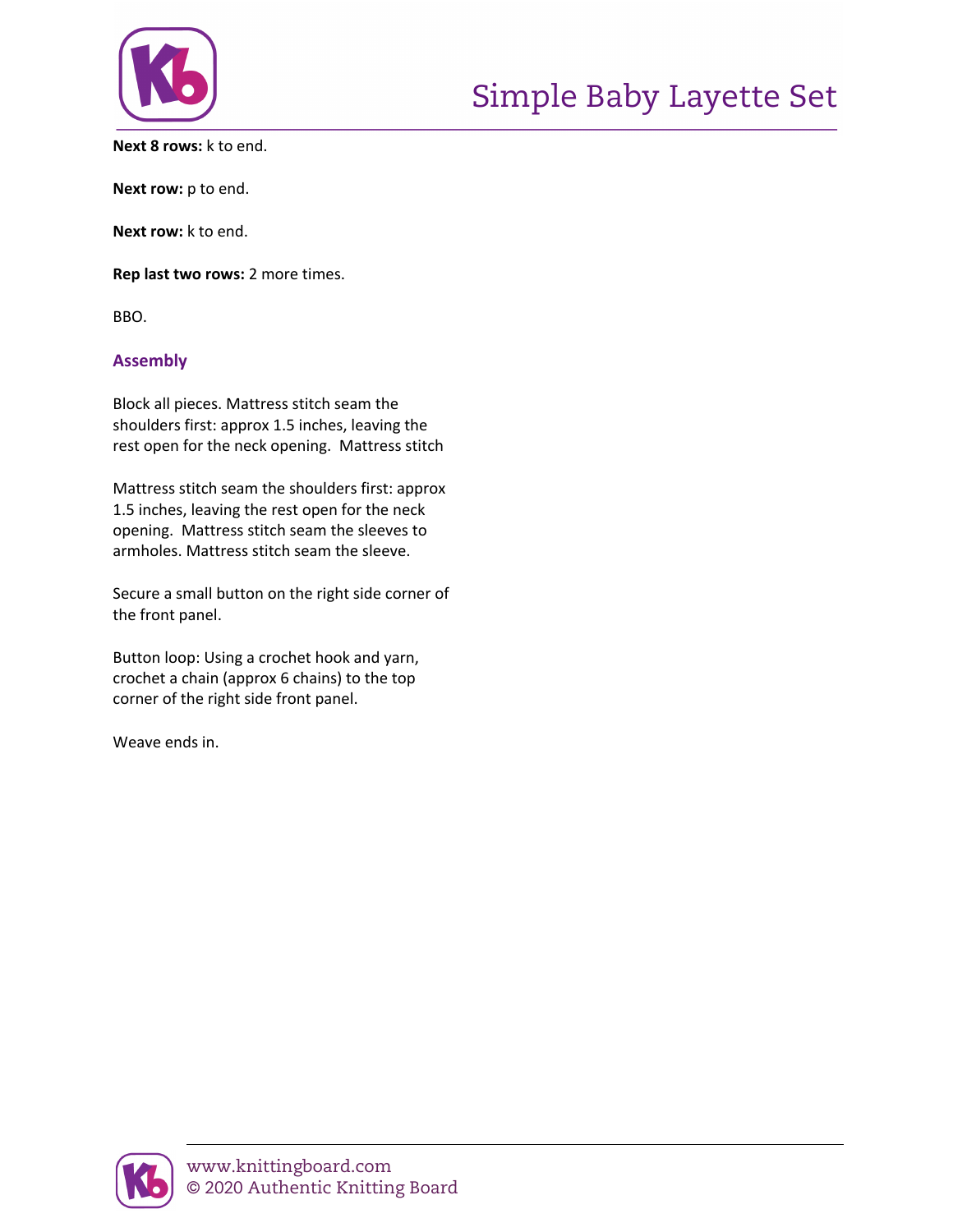**Next 8 rows:** k to end.

**Next row:** p to end.

**Next row:** k to end.

**Rep last two rows:** 2 more times.

BBO.

## Assembly

Block all pieces. Mattress stitch seam the shoulders first: approx 1.5 inches, leaving the rest open for the neck opening.  Mattress stitch

Mattress stitch seam the shoulders first: approx 1.5 inches, leaving the rest open for the neck opening.  Mattress stitch seam the sleeves to armholes. Mattress stitch seam the sleeve.

Secure a small button on the right side corner of the front panel.

Button loop: Using a crochet hook and yarn, crochet a chain (approx 6 chains) to the top corner of the right side front panel.

Weave ends in.